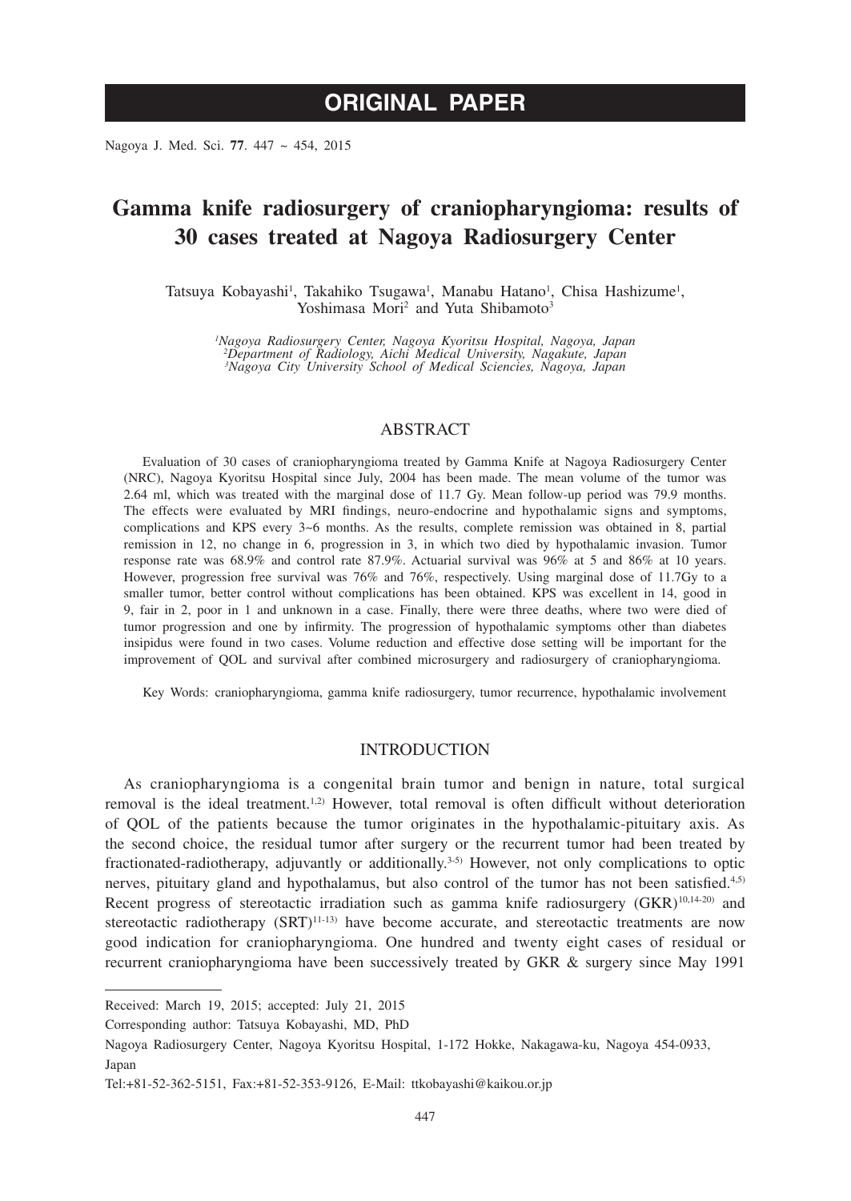**ORIGINAL PAPER**

# Gamma knife radiosurgery of craniopharyngioma: results of 30 cases treated at Nagoya Radiosurgery Center

Tatsuya Kobayashi[1], Takahiko Tsugawa[1], Manabu Hatano[1], Chisa Hashizume[1], Yoshimasa Mori[2] and Yuta Shibamoto[3]

*[1]Nagoya Radiosurgery Center, Nagoya Kyoritsu Hospital, Nagoya, Japan*
*[2]Department of Radiology, Aichi Medical University, Nagakute, Japan*
*[3]Nagoya City University School of Medical Sciencies, Nagoya, Japan*

## ABSTRACT

Evaluation of 30 cases of craniopharyngioma treated by Gamma Knife at Nagoya Radiosurgery Center (NRC), Nagoya Kyoritsu Hospital since July, 2004 has been made. The mean volume of the tumor was 2.64 ml, which was treated with the marginal dose of 11.7 Gy. Mean follow-up period was 79.9 months. The effects were evaluated by MRI findings, neuro-endocrine and hypothalamic signs and symptoms, complications and KPS every 3~6 months. As the results, complete remission was obtained in 8, partial remission in 12, no change in 6, progression in 3, in which two died by hypothalamic invasion. Tumor response rate was 68.9% and control rate 87.9%. Actuarial survival was 96% at 5 and 86% at 10 years. However, progression free survival was 76% and 76%, respectively. Using marginal dose of 11.7Gy to a smaller tumor, better control without complications has been obtained. KPS was excellent in 14, good in 9, fair in 2, poor in 1 and unknown in a case. Finally, there were three deaths, where two were died of tumor progression and one by infirmity. The progression of hypothalamic symptoms other than diabetes insipidus were found in two cases. Volume reduction and effective dose setting will be important for the improvement of QOL and survival after combined microsurgery and radiosurgery of craniopharyngioma.

Key Words: craniopharyngioma, gamma knife radiosurgery, tumor recurrence, hypothalamic involvement

## INTRODUCTION

As craniopharyngioma is a congenital brain tumor and benign in nature, total surgical removal is the ideal treatment.[1,2] However, total removal is often difficult without deterioration of QOL of the patients because the tumor originates in the hypothalamic-pituitary axis. As the second choice, the residual tumor after surgery or the recurrent tumor had been treated by fractionated-radiotherapy, adjuvantly or additionally.[3-5] However, not only complications to optic nerves, pituitary gland and hypothalamus, but also control of the tumor has not been satisfied.[4,5] Recent progress of stereotactic irradiation such as gamma knife radiosurgery (GKR)[10,14-20] and stereotactic radiotherapy (SRT)[11-13] have become accurate, and stereotactic treatments are now good indication for craniopharyngioma. One hundred and twenty eight cases of residual or recurrent craniopharyngioma have been successively treated by GKR & surgery since May 1991

---

Received: March 19, 2015; accepted: July 21, 2015

Corresponding author: Tatsuya Kobayashi, MD, PhD

Nagoya Radiosurgery Center, Nagoya Kyoritsu Hospital, 1-172 Hokke, Nakagawa-ku, Nagoya 454-0933, Japan

Tel:+81-52-362-5151, Fax:+81-52-353-9126, E-Mail: ttkobayashi@kaikou.or.jp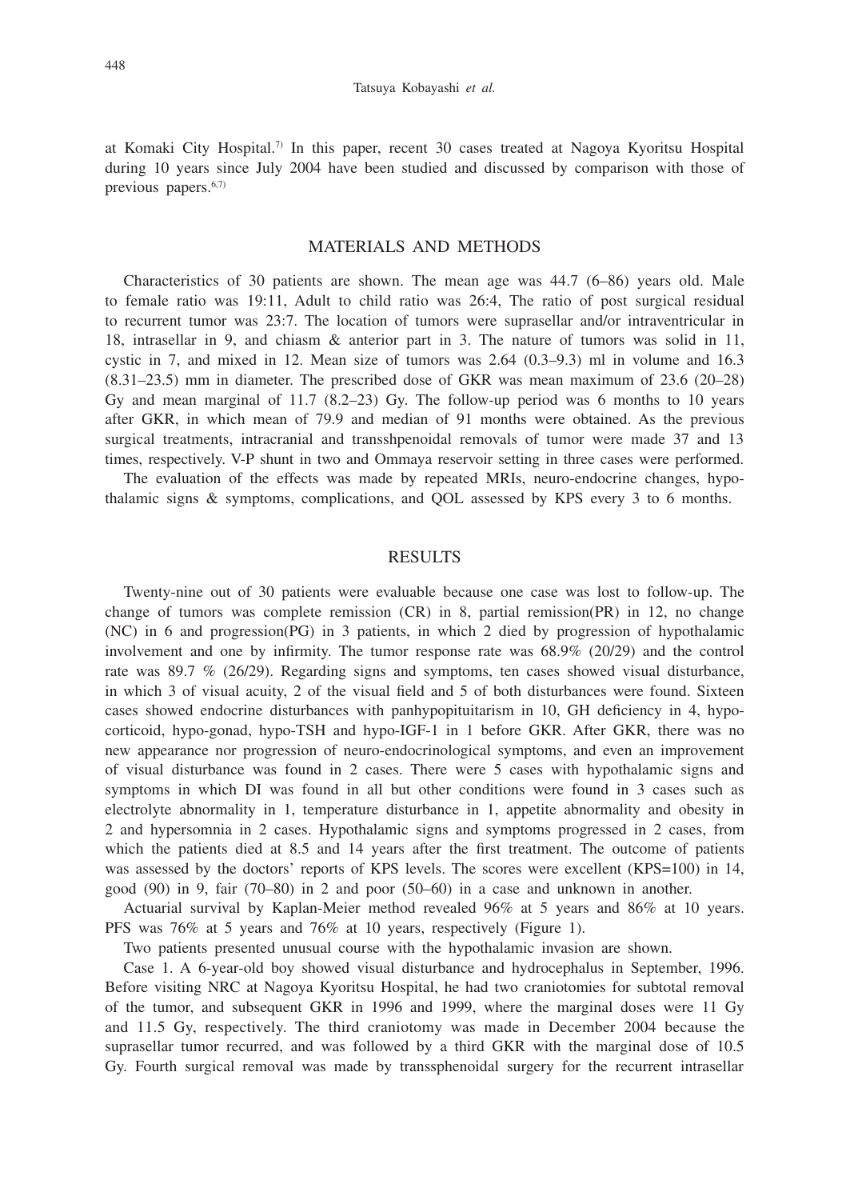at Komaki City Hospital.[7] In this paper, recent 30 cases treated at Nagoya Kyoritsu Hospital during 10 years since July 2004 have been studied and discussed by comparison with those of previous papers.[6,7]

## MATERIALS AND METHODS

Characteristics of 30 patients are shown. The mean age was 44.7 (6–86) years old. Male to female ratio was 19:11, Adult to child ratio was 26:4, The ratio of post surgical residual to recurrent tumor was 23:7. The location of tumors were suprasellar and/or intraventricular in 18, intrasellar in 9, and chiasm & anterior part in 3. The nature of tumors was solid in 11, cystic in 7, and mixed in 12. Mean size of tumors was 2.64 (0.3–9.3) ml in volume and 16.3 (8.31–23.5) mm in diameter. The prescribed dose of GKR was mean maximum of 23.6 (20–28) Gy and mean marginal of 11.7 (8.2–23) Gy. The follow-up period was 6 months to 10 years after GKR, in which mean of 79.9 and median of 91 months were obtained. As the previous surgical treatments, intracranial and transshpenoidal removals of tumor were made 37 and 13 times, respectively. V-P shunt in two and Ommaya reservoir setting in three cases were performed.

The evaluation of the effects was made by repeated MRIs, neuro-endocrine changes, hypothalamic signs & symptoms, complications, and QOL assessed by KPS every 3 to 6 months.

## RESULTS

Twenty-nine out of 30 patients were evaluable because one case was lost to follow-up. The change of tumors was complete remission (CR) in 8, partial remission(PR) in 12, no change (NC) in 6 and progression(PG) in 3 patients, in which 2 died by progression of hypothalamic involvement and one by infirmity. The tumor response rate was 68.9% (20/29) and the control rate was 89.7 % (26/29). Regarding signs and symptoms, ten cases showed visual disturbance, in which 3 of visual acuity, 2 of the visual field and 5 of both disturbances were found. Sixteen cases showed endocrine disturbances with panhypopituitarism in 10, GH deficiency in 4, hypocorticoid, hypo-gonad, hypo-TSH and hypo-IGF-1 in 1 before GKR. After GKR, there was no new appearance nor progression of neuro-endocrinological symptoms, and even an improvement of visual disturbance was found in 2 cases. There were 5 cases with hypothalamic signs and symptoms in which DI was found in all but other conditions were found in 3 cases such as electrolyte abnormality in 1, temperature disturbance in 1, appetite abnormality and obesity in 2 and hypersomnia in 2 cases. Hypothalamic signs and symptoms progressed in 2 cases, from which the patients died at 8.5 and 14 years after the first treatment. The outcome of patients was assessed by the doctors' reports of KPS levels. The scores were excellent (KPS=100) in 14, good (90) in 9, fair (70–80) in 2 and poor (50–60) in a case and unknown in another.

Actuarial survival by Kaplan-Meier method revealed 96% at 5 years and 86% at 10 years. PFS was 76% at 5 years and 76% at 10 years, respectively (Figure 1).

Two patients presented unusual course with the hypothalamic invasion are shown.

Case 1. A 6-year-old boy showed visual disturbance and hydrocephalus in September, 1996. Before visiting NRC at Nagoya Kyoritsu Hospital, he had two craniotomies for subtotal removal of the tumor, and subsequent GKR in 1996 and 1999, where the marginal doses were 11 Gy and 11.5 Gy, respectively. The third craniotomy was made in December 2004 because the suprasellar tumor recurred, and was followed by a third GKR with the marginal dose of 10.5 Gy. Fourth surgical removal was made by transsphenoidal surgery for the recurrent intrasellar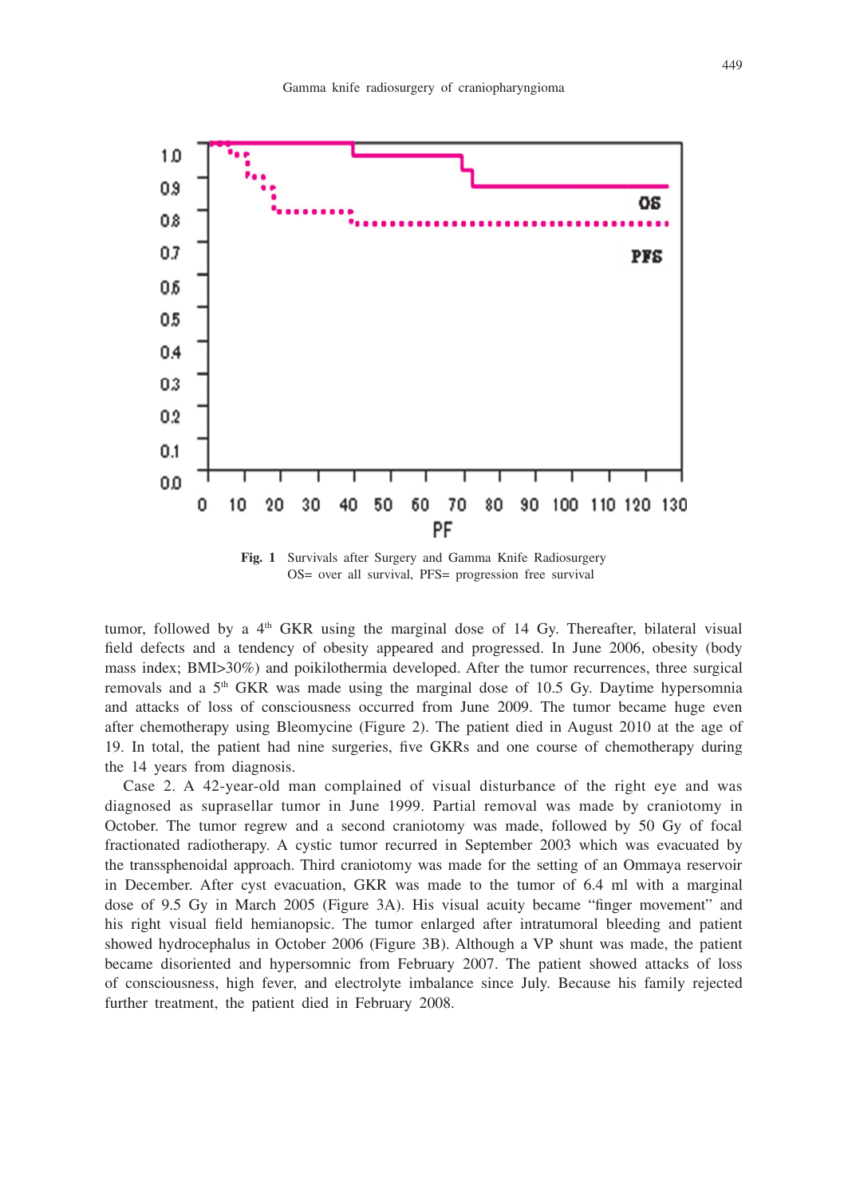**Fig. 1** Survivals after Surgery and Gamma Knife Radiosurgery
OS= over all survival, PFS= progression free survival

tumor, followed by a 4th GKR using the marginal dose of 14 Gy. Thereafter, bilateral visual field defects and a tendency of obesity appeared and progressed. In June 2006, obesity (body mass index; BMI>30%) and poikilothermia developed. After the tumor recurrences, three surgical removals and a 5th GKR was made using the marginal dose of 10.5 Gy. Daytime hypersomnia and attacks of loss of consciousness occurred from June 2009. The tumor became huge even after chemotherapy using Bleomycine (Figure 2). The patient died in August 2010 at the age of 19. In total, the patient had nine surgeries, five GKRs and one course of chemotherapy during the 14 years from diagnosis.

Case 2. A 42-year-old man complained of visual disturbance of the right eye and was diagnosed as suprasellar tumor in June 1999. Partial removal was made by craniotomy in October. The tumor regrew and a second craniotomy was made, followed by 50 Gy of focal fractionated radiotherapy. A cystic tumor recurred in September 2003 which was evacuated by the transsphenoidal approach. Third craniotomy was made for the setting of an Ommaya reservoir in December. After cyst evacuation, GKR was made to the tumor of 6.4 ml with a marginal dose of 9.5 Gy in March 2005 (Figure 3A). His visual acuity became "finger movement" and his right visual field hemianopsic. The tumor enlarged after intratumoral bleeding and patient showed hydrocephalus in October 2006 (Figure 3B). Although a VP shunt was made, the patient became disoriented and hypersomnic from February 2007. The patient showed attacks of loss of consciousness, high fever, and electrolyte imbalance since July. Because his family rejected further treatment, the patient died in February 2008.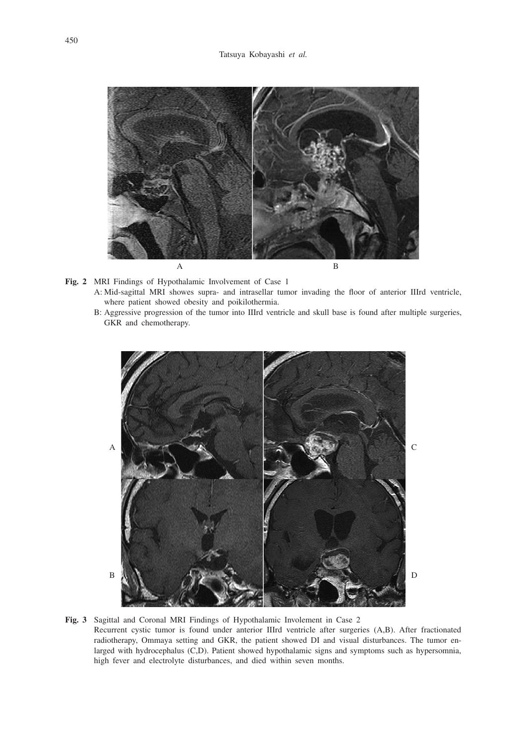**Fig. 2** MRI Findings of Hypothalamic Involvement of Case 1

A: Mid-sagittal MRI showes supra- and intrasellar tumor invading the floor of anterior IIIrd ventricle, where patient showed obesity and poikilothermia.

B: Aggressive progression of the tumor into IIIrd ventricle and skull base is found after multiple surgeries, GKR and chemotherapy.

**Fig. 3** Sagittal and Coronal MRI Findings of Hypothalamic Involement in Case 2

Recurrent cystic tumor is found under anterior IIIrd ventricle after surgeries (A,B). After fractionated radiotherapy, Ommaya setting and GKR, the patient showed DI and visual disturbances. The tumor enlarged with hydrocephalus (C,D). Patient showed hypothalamic signs and symptoms such as hypersomnia, high fever and electrolyte disturbances, and died within seven months.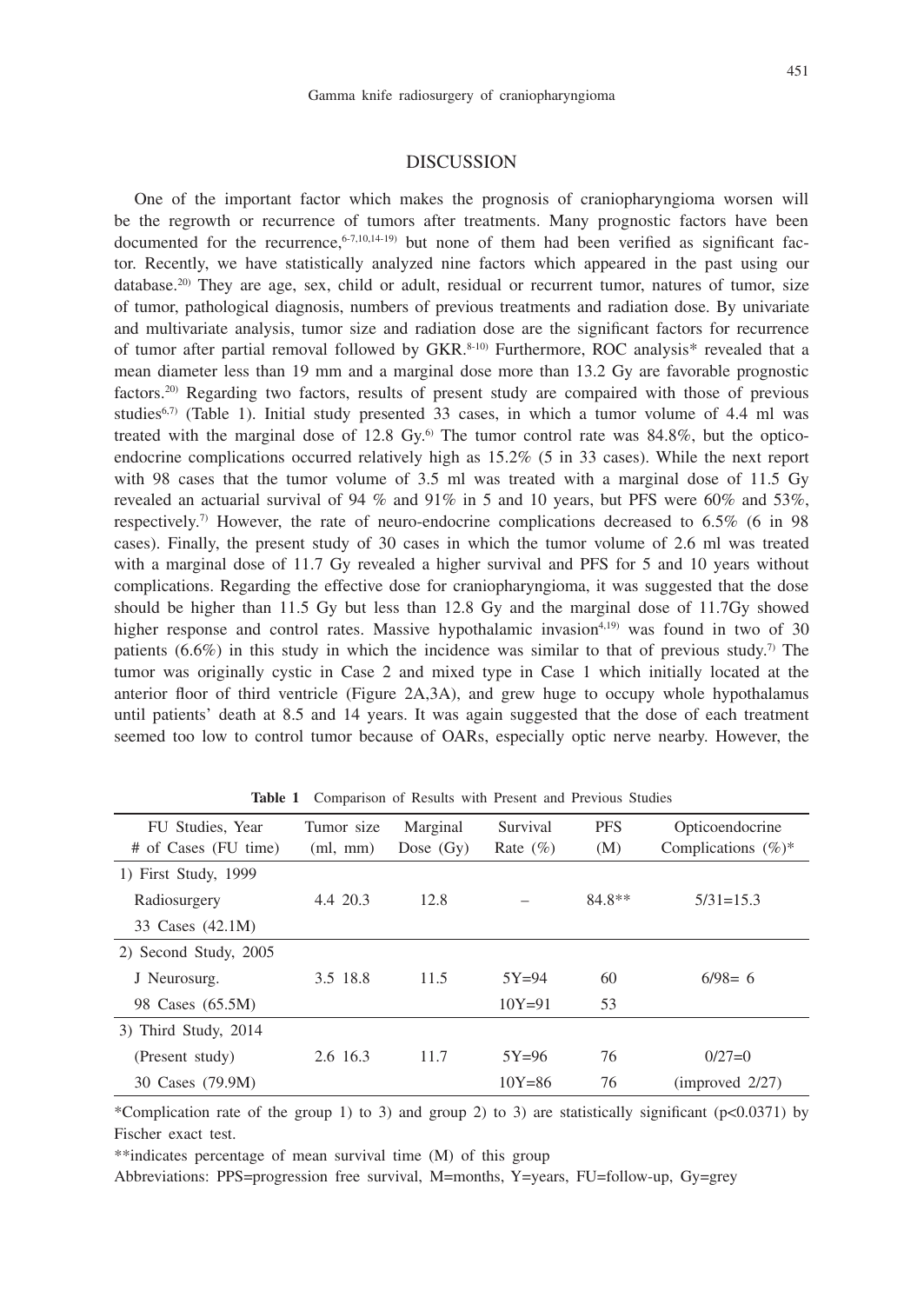## DISCUSSION

One of the important factor which makes the prognosis of craniopharyngioma worsen will be the regrowth or recurrence of tumors after treatments. Many prognostic factors have been documented for the recurrence,[6-7,10,14-19] but none of them had been verified as significant factor. Recently, we have statistically analyzed nine factors which appeared in the past using our database.[20] They are age, sex, child or adult, residual or recurrent tumor, natures of tumor, size of tumor, pathological diagnosis, numbers of previous treatments and radiation dose. By univariate and multivariate analysis, tumor size and radiation dose are the significant factors for recurrence of tumor after partial removal followed by GKR.[8-10] Furthermore, ROC analysis* revealed that a mean diameter less than 19 mm and a marginal dose more than 13.2 Gy are favorable prognostic factors.[20] Regarding two factors, results of present study are compaired with those of previous studies[6,7] (Table 1). Initial study presented 33 cases, in which a tumor volume of 4.4 ml was treated with the marginal dose of 12.8 Gy.[6] The tumor control rate was 84.8%, but the opticoendocrine complications occurred relatively high as 15.2% (5 in 33 cases). While the next report with 98 cases that the tumor volume of 3.5 ml was treated with a marginal dose of 11.5 Gy revealed an actuarial survival of 94 % and 91% in 5 and 10 years, but PFS were 60% and 53%, respectively.[7] However, the rate of neuro-endocrine complications decreased to 6.5% (6 in 98 cases). Finally, the present study of 30 cases in which the tumor volume of 2.6 ml was treated with a marginal dose of 11.7 Gy revealed a higher survival and PFS for 5 and 10 years without complications. Regarding the effective dose for craniopharyngioma, it was suggested that the dose should be higher than 11.5 Gy but less than 12.8 Gy and the marginal dose of 11.7Gy showed higher response and control rates. Massive hypothalamic invasion[4,19] was found in two of 30 patients (6.6%) in this study in which the incidence was similar to that of previous study.[7] The tumor was originally cystic in Case 2 and mixed type in Case 1 which initially located at the anterior floor of third ventricle (Figure 2A,3A), and grew huge to occupy whole hypothalamus until patients' death at 8.5 and 14 years. It was again suggested that the dose of each treatment seemed too low to control tumor because of OARs, especially optic nerve nearby. However, the

**Table 1** Comparison of Results with Present and Previous Studies

| FU Studies, Year # of Cases (FU time) | Tumor size (ml, mm) | Marginal Dose (Gy) | Survival Rate (%) | PFS (M) | Opticoendocrine Complications (%)* |
|---|---|---|---|---|---|
| 1) First Study, 1999 | | | | | |
| Radiosurgery | 4.4 20.3 | 12.8 | – | 84.8** | 5/31=15.3 |
| 33 Cases (42.1M) | | | | | |
| 2) Second Study, 2005 | | | | | |
| J Neurosurg. | 3.5 18.8 | 11.5 | 5Y=94 | 60 | 6/98= 6 |
| 98 Cases (65.5M) | | | 10Y=91 | 53 | |
| 3) Third Study, 2014 | | | | | |
| (Present study) | 2.6 16.3 | 11.7 | 5Y=96 | 76 | 0/27=0 |
| 30 Cases (79.9M) | | | 10Y=86 | 76 | (improved 2/27) |

*Complication rate of the group 1) to 3) and group 2) to 3) are statistically significant ($p<0.0371$) by Fischer exact test.

**indicates percentage of mean survival time (M) of this group

Abbreviations: PPS=progression free survival, M=months, Y=years, FU=follow-up, Gy=grey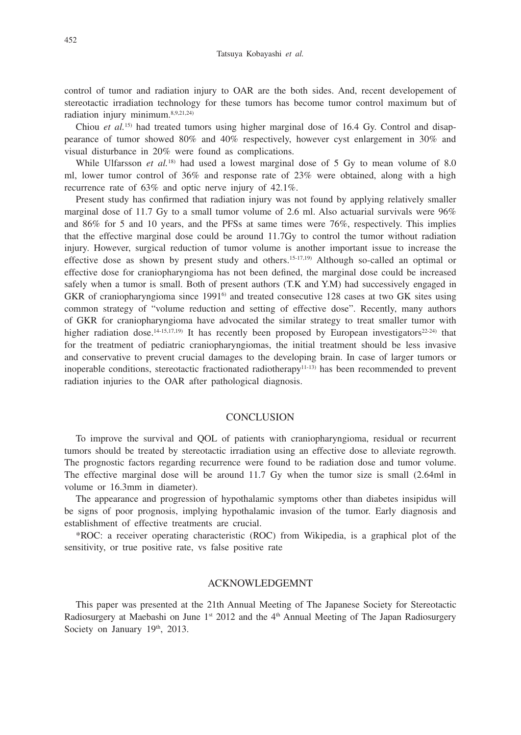control of tumor and radiation injury to OAR are the both sides. And, recent developement of stereotactic irradiation technology for these tumors has become tumor control maximum but of radiation injury minimum.[8,9,21,24)]

Chiou *et al.*[15)] had treated tumors using higher marginal dose of 16.4 Gy. Control and disappearance of tumor showed 80% and 40% respectively, however cyst enlargement in 30% and visual disturbance in 20% were found as complications.

While Ulfarsson *et al.*[18)] had used a lowest marginal dose of 5 Gy to mean volume of 8.0 ml, lower tumor control of 36% and response rate of 23% were obtained, along with a high recurrence rate of 63% and optic nerve injury of 42.1%.

Present study has confirmed that radiation injury was not found by applying relatively smaller marginal dose of 11.7 Gy to a small tumor volume of 2.6 ml. Also actuarial survivals were 96% and 86% for 5 and 10 years, and the PFSs at same times were 76%, respectively. This implies that the effective marginal dose could be around 11.7Gy to control the tumor without radiation injury. However, surgical reduction of tumor volume is another important issue to increase the effective dose as shown by present study and others.[15-17,19)] Although so-called an optimal or effective dose for craniopharyngioma has not been defined, the marginal dose could be increased safely when a tumor is small. Both of present authors (T.K and Y.M) had successively engaged in GKR of craniopharyngioma since 1991[6)] and treated consecutive 128 cases at two GK sites using common strategy of "volume reduction and setting of effective dose". Recently, many authors of GKR for craniopharyngioma have advocated the similar strategy to treat smaller tumor with higher radiation dose.[14-15,17,19)] It has recently been proposed by European investigators[22-24)] that for the treatment of pediatric craniopharyngiomas, the initial treatment should be less invasive and conservative to prevent crucial damages to the developing brain. In case of larger tumors or inoperable conditions, stereotactic fractionated radiotherapy[11-13)] has been recommended to prevent radiation injuries to the OAR after pathological diagnosis.

## CONCLUSION

To improve the survival and QOL of patients with craniopharyngioma, residual or recurrent tumors should be treated by stereotactic irradiation using an effective dose to alleviate regrowth. The prognostic factors regarding recurrence were found to be radiation dose and tumor volume. The effective marginal dose will be around 11.7 Gy when the tumor size is small (2.64ml in volume or 16.3mm in diameter).

The appearance and progression of hypothalamic symptoms other than diabetes insipidus will be signs of poor prognosis, implying hypothalamic invasion of the tumor. Early diagnosis and establishment of effective treatments are crucial.

*ROC: a receiver operating characteristic (ROC) from Wikipedia, is a graphical plot of the sensitivity, or true positive rate, vs false positive rate

## ACKNOWLEDGEMNT

This paper was presented at the 21th Annual Meeting of The Japanese Society for Stereotactic Radiosurgery at Maebashi on June 1st 2012 and the 4th Annual Meeting of The Japan Radiosurgery Society on January 19th, 2013.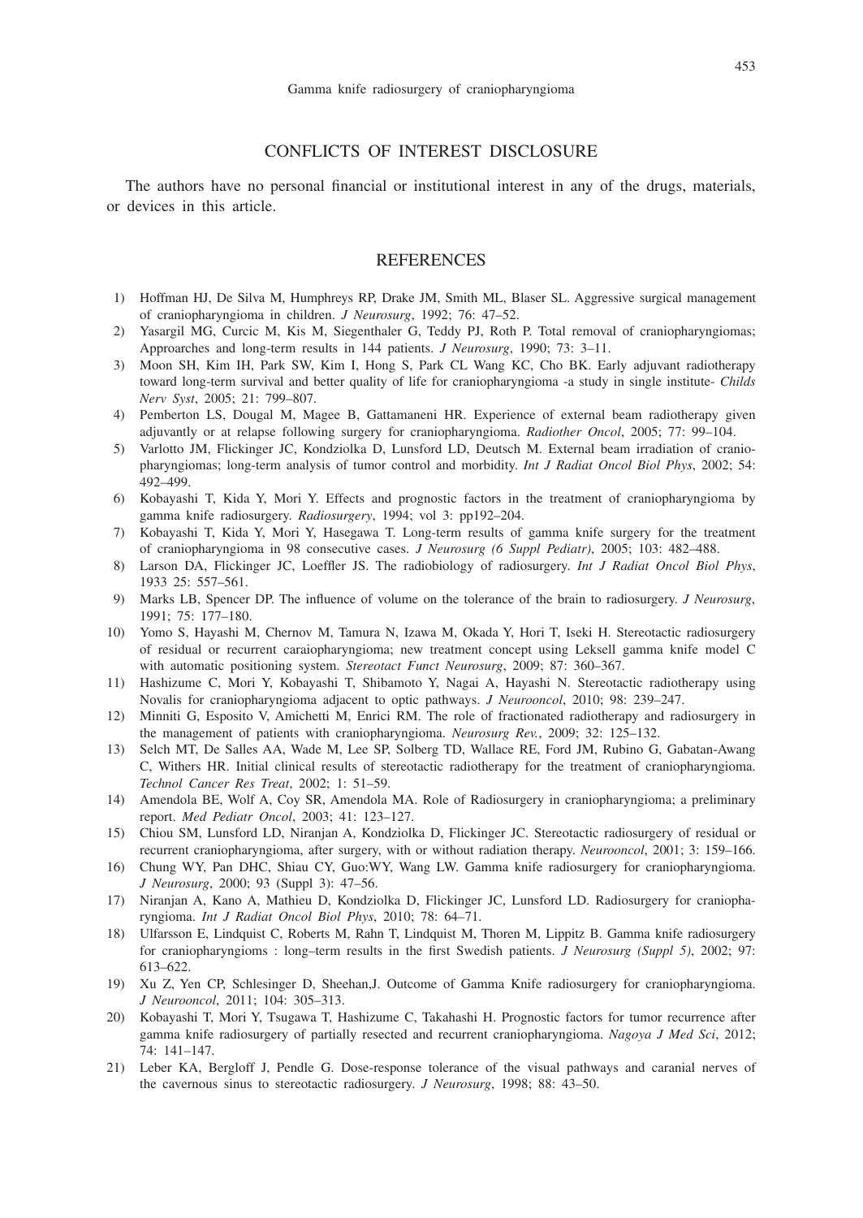## CONFLICTS OF INTEREST DISCLOSURE

The authors have no personal financial or institutional interest in any of the drugs, materials, or devices in this article.

## REFERENCES

1) Hoffman HJ, De Silva M, Humphreys RP, Drake JM, Smith ML, Blaser SL. Aggressive surgical management of craniopharyngioma in children. *J Neurosurg*, 1992; 76: 47–52.
2) Yasargil MG, Curcic M, Kis M, Siegenthaler G, Teddy PJ, Roth P. Total removal of craniopharyngiomas; Approarches and long-term results in 144 patients. *J Neurosurg*, 1990; 73: 3–11.
3) Moon SH, Kim IH, Park SW, Kim I, Hong S, Park CL Wang KC, Cho BK. Early adjuvant radiotherapy toward long-term survival and better quality of life for craniopharyngioma -a study in single institute- *Childs Nerv Syst*, 2005; 21: 799–807.
4) Pemberton LS, Dougal M, Magee B, Gattamaneni HR. Experience of external beam radiotherapy given adjuvantly or at relapse following surgery for craniopharyngioma. *Radiother Oncol*, 2005; 77: 99–104.
5) Varlotto JM, Flickinger JC, Kondziolka D, Lunsford LD, Deutsch M. External beam irradiation of craniopharyngiomas; long-term analysis of tumor control and morbidity. *Int J Radiat Oncol Biol Phys*, 2002; 54: 492–499.
6) Kobayashi T, Kida Y, Mori Y. Effects and prognostic factors in the treatment of craniopharyngioma by gamma knife radiosurgery. *Radiosurgery*, 1994; vol 3: pp192–204.
7) Kobayashi T, Kida Y, Mori Y, Hasegawa T. Long-term results of gamma knife surgery for the treatment of craniopharyngioma in 98 consecutive cases. *J Neurosurg (6 Suppl Pediatr)*, 2005; 103: 482–488.
8) Larson DA, Flickinger JC, Loeffler JS. The radiobiology of radiosurgery. *Int J Radiat Oncol Biol Phys*, 1933 25: 557–561.
9) Marks LB, Spencer DP. The influence of volume on the tolerance of the brain to radiosurgery. *J Neurosurg*, 1991; 75: 177–180.
10) Yomo S, Hayashi M, Chernov M, Tamura N, Izawa M, Okada Y, Hori T, Iseki H. Stereotactic radiosurgery of residual or recurrent caraiopharyngioma; new treatment concept using Leksell gamma knife model C with automatic positioning system. *Stereotact Funct Neurosurg*, 2009; 87: 360–367.
11) Hashizume C, Mori Y, Kobayashi T, Shibamoto Y, Nagai A, Hayashi N. Stereotactic radiotherapy using Novalis for craniopharyngioma adjacent to optic pathways. *J Neurooncol*, 2010; 98: 239–247.
12) Minniti G, Esposito V, Amichetti M, Enrici RM. The role of fractionated radiotherapy and radiosurgery in the management of patients with craniopharyngioma. *Neurosurg Rev.*, 2009; 32: 125–132.
13) Selch MT, De Salles AA, Wade M, Lee SP, Solberg TD, Wallace RE, Ford JM, Rubino G, Gabatan-Awang C, Withers HR. Initial clinical results of stereotactic radiotherapy for the treatment of craniopharyngioma. *Technol Cancer Res Treat*, 2002; 1: 51–59.
14) Amendola BE, Wolf A, Coy SR, Amendola MA. Role of Radiosurgery in craniopharyngioma; a preliminary report. *Med Pediatr Oncol*, 2003; 41: 123–127.
15) Chiou SM, Lunsford LD, Niranjan A, Kondziolka D, Flickinger JC. Stereotactic radiosurgery of residual or recurrent craniopharyngioma, after surgery, with or without radiation therapy. *Neurooncol*, 2001; 3: 159–166.
16) Chung WY, Pan DHC, Shiau CY, Guo:WY, Wang LW. Gamma knife radiosurgery for craniopharyngioma. *J Neurosurg*, 2000; 93 (Suppl 3): 47–56.
17) Niranjan A, Kano A, Mathieu D, Kondziolka D, Flickinger JC, Lunsford LD. Radiosurgery for craniopharyngioma. *Int J Radiat Oncol Biol Phys*, 2010; 78: 64–71.
18) Ulfarsson E, Lindquist C, Roberts M, Rahn T, Lindquist M, Thoren M, Lippitz B. Gamma knife radiosurgery for craniopharyngioms : long–term results in the first Swedish patients. *J Neurosurg (Suppl 5)*, 2002; 97: 613–622.
19) Xu Z, Yen CP, Schlesinger D, Sheehan,J. Outcome of Gamma Knife radiosurgery for craniopharyngioma. *J Neurooncol*, 2011; 104: 305–313.
20) Kobayashi T, Mori Y, Tsugawa T, Hashizume C, Takahashi H. Prognostic factors for tumor recurrence after gamma knife radiosurgery of partially resected and recurrent craniopharyngioma. *Nagoya J Med Sci*, 2012; 74: 141–147.
21) Leber KA, Bergloff J, Pendle G. Dose-response tolerance of the visual pathways and caranial nerves of the cavernous sinus to stereotactic radiosurgery. *J Neurosurg*, 1998; 88: 43–50.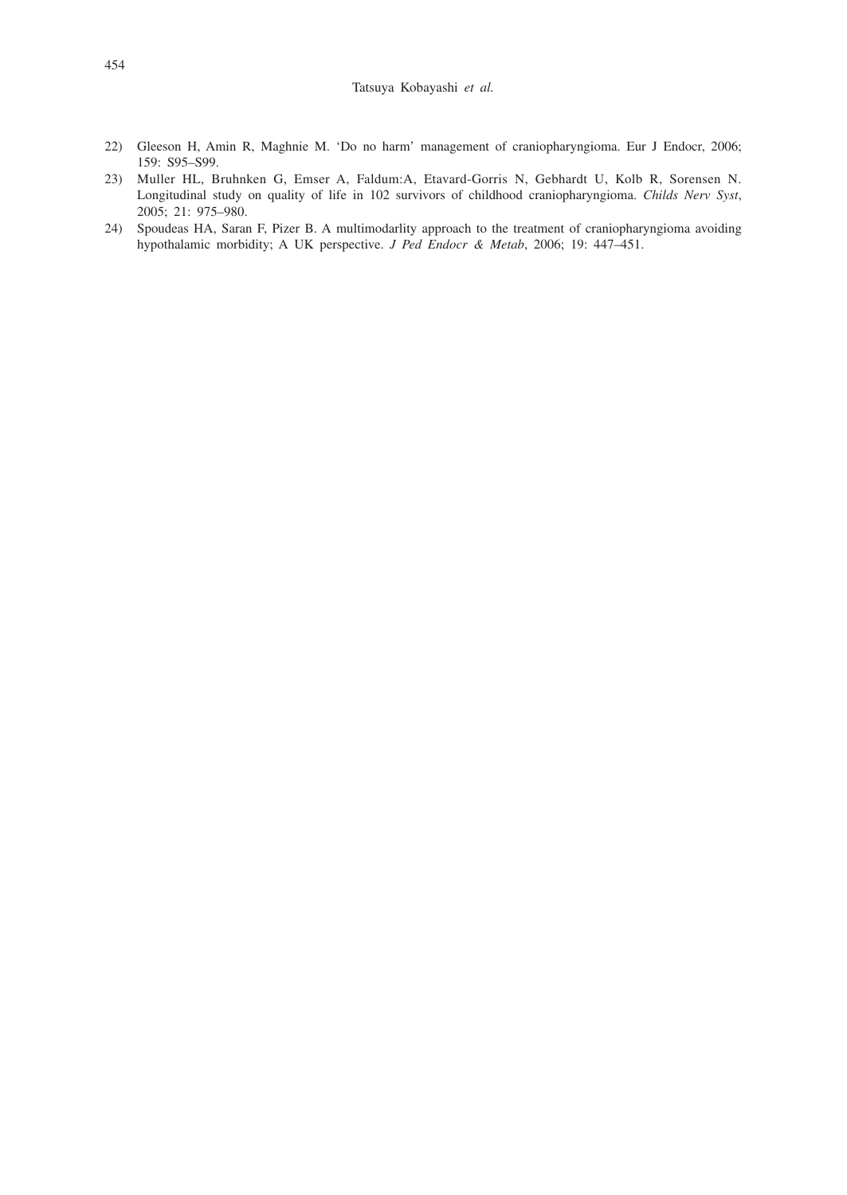22) Gleeson H, Amin R, Maghnie M. 'Do no harm' management of craniopharyngioma. Eur J Endocr, 2006; 159: S95–S99.
23) Muller HL, Bruhnken G, Emser A, Faldum:A, Etavard-Gorris N, Gebhardt U, Kolb R, Sorensen N. Longitudinal study on quality of life in 102 survivors of childhood craniopharyngioma. *Childs Nerv Syst*, 2005; 21: 975–980.
24) Spoudeas HA, Saran F, Pizer B. A multimodarlity approach to the treatment of craniopharyngioma avoiding hypothalamic morbidity; A UK perspective. *J Ped Endocr & Metab*, 2006; 19: 447–451.